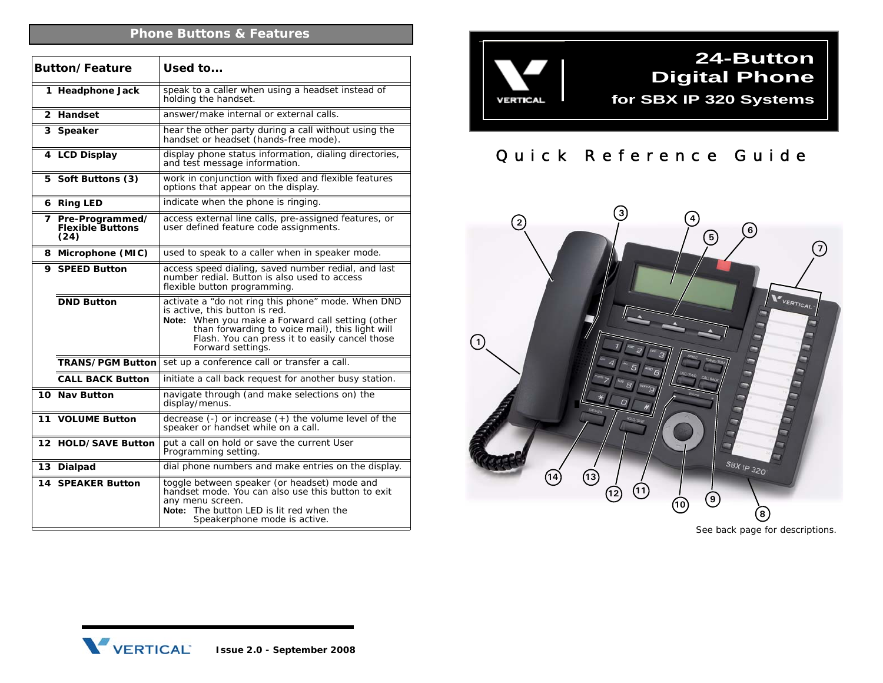## Phone Buttons & Features

| Button/Feature | Used to... |
|---|---|
| 1 Headphone Jack | speak to a caller when using a headset instead of holding the handset. |
| 2 Handset | answer/make internal or external calls. |
| 3 Speaker | hear the other party during a call without using the handset or headset (hands-free mode). |
| 4 LCD Display | display phone status information, dialing directories, and test message information. |
| 5 Soft Buttons (3) | work in conjunction with fixed and flexible features options that appear on the display. |
| 6 Ring LED | indicate when the phone is ringing. |
| 7 Pre-Programmed/ Flexible Buttons (24) | access external line calls, pre-assigned features, or user defined feature code assignments. |
| 8 Microphone (MIC) | used to speak to a caller when in speaker mode. |
| 9 SPEED Button | access speed dialing, saved number redial, and last number redial. Button is also used to access flexible button programming. |
| DND Button | activate a "do not ring this phone" mode. When DND is active, this button is red. **Note:** When you make a Forward call setting (other than forwarding to voice mail), this light will Flash. You can press it to easily cancel those Forward settings. |
| TRANS/PGM Button | set up a conference call or transfer a call. |
| CALL BACK Button | initiate a call back request for another busy station. |
| 10 Nav Button | navigate through (and make selections on) the display/menus. |
| 11 VOLUME Button | decrease (-) or increase (+) the volume level of the speaker or handset while on a call. |
| 12 HOLD/SAVE Button | put a call on hold or save the current User Programming setting. |
| 13 Dialpad | dial phone numbers and make entries on the display. |
| 14 SPEAKER Button | toggle between speaker (or headset) mode and handset mode. You can also use this button to exit any menu screen. **Note:** The button LED is lit red when the Speakerphone mode is active. |

VERTICAL Issue 2.0 - September 2008

# 24-Button Digital Phone for SBX IP 320 Systems

VERTICAL

## Quick Reference Guide

See back page for descriptions.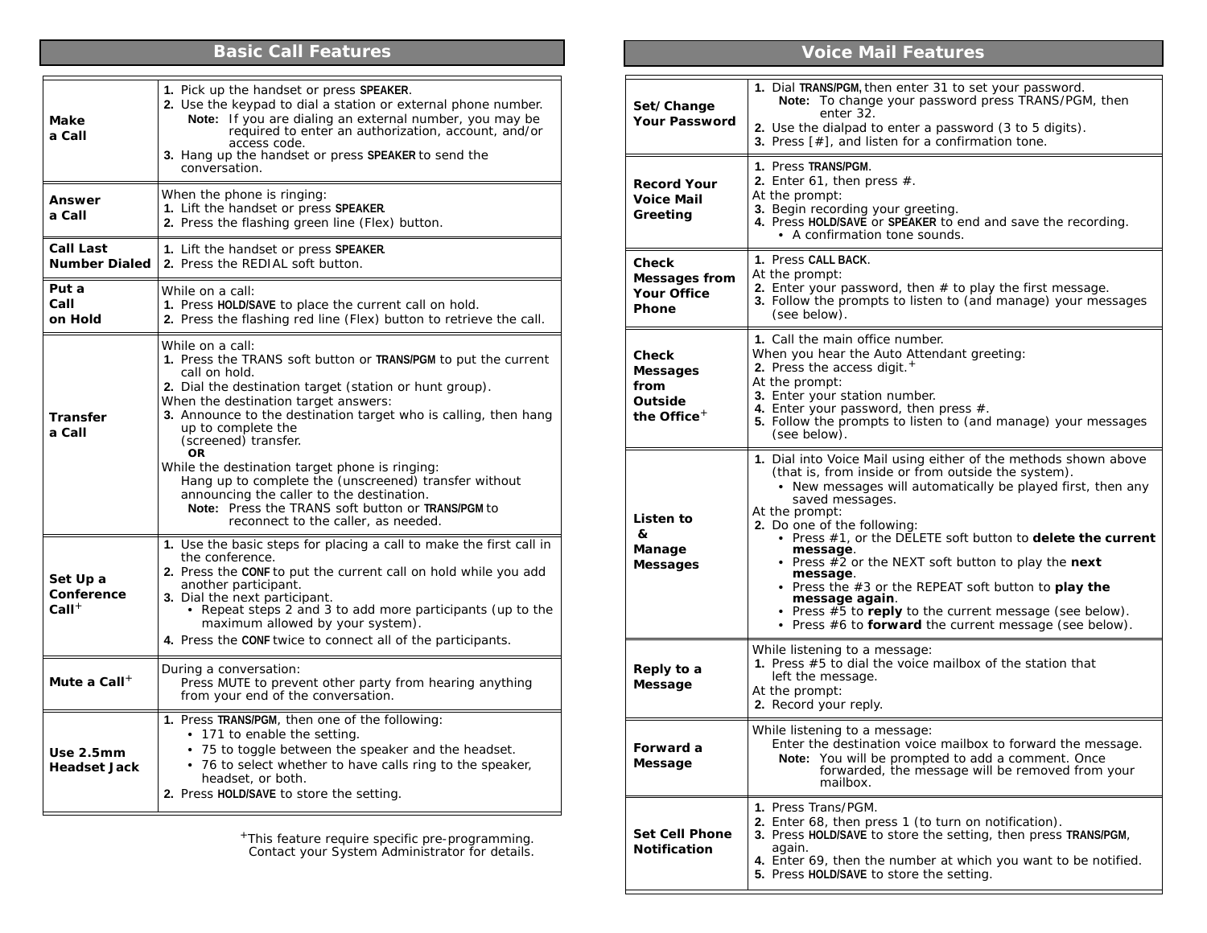## Basic Call Features

| | |
|---|---|
| **Make a Call** | 1. Pick up the handset or press **SPEAKER**.<br>2. Use the keypad to dial a station or external phone number.<br>**Note:** If you are dialing an external number, you may be required to enter an authorization, account, and/or access code.<br>3. Hang up the handset or press **SPEAKER** to send the conversation. |
| **Answer a Call** | When the phone is ringing:<br>1. Lift the handset or press **SPEAKER**.<br>2. Press the flashing green line (Flex) button. |
| **Call Last Number Dialed** | 1. Lift the handset or press **SPEAKER**.<br>2. Press the REDIAL soft button. |
| **Put a Call on Hold** | While on a call:<br>1. Press **HOLD/SAVE** to place the current call on hold.<br>2. Press the flashing red line (Flex) button to retrieve the call. |
| **Transfer a Call** | While on a call:<br>1. Press the TRANS soft button or **TRANS/PGM** to put the current call on hold.<br>2. Dial the destination target (station or hunt group).<br>When the destination target answers:<br>3. Announce to the destination target who is calling, then hang up to complete the (screened) transfer.<br>**OR**<br>While the destination target phone is ringing:<br>Hang up to complete the (unscreened) transfer without announcing the caller to the destination.<br>**Note:** Press the TRANS soft button or **TRANS/PGM** to reconnect to the caller, as needed. |
| **Set Up a Conference Call+** | 1. Use the basic steps for placing a call to make the first call in the conference.<br>2. Press the **CONF** to put the current call on hold while you add another participant.<br>3. Dial the next participant.<br>• Repeat steps 2 and 3 to add more participants (up to the maximum allowed by your system).<br>4. Press the **CONF** twice to connect all of the participants. |
| **Mute a Call+** | During a conversation:<br>Press MUTE to prevent other party from hearing anything from your end of the conversation. |
| **Use 2.5mm Headset Jack** | 1. Press **TRANS/PGM**, then one of the following:<br>• 171 to enable the setting.<br>• 75 to toggle between the speaker and the headset.<br>• 76 to select whether to have calls ring to the speaker, headset, or both.<br>2. Press **HOLD/SAVE** to store the setting. |

+This feature require specific pre-programming. Contact your System Administrator for details.

## Voice Mail Features

| | |
|---|---|
| **Set/Change Your Password** | 1. Dial **TRANS/PGM**, then enter 31 to set your password.<br>**Note:** To change your password press TRANS/PGM, then enter 32.<br>2. Use the dialpad to enter a password (3 to 5 digits).<br>3. Press [#], and listen for a confirmation tone. |
| **Record Your Voice Mail Greeting** | 1. Press **TRANS/PGM**.<br>2. Enter 61, then press #.<br>At the prompt:<br>3. Begin recording your greeting.<br>4. Press **HOLD/SAVE** or **SPEAKER** to end and save the recording.<br>• A confirmation tone sounds. |
| **Check Messages from Your Office Phone** | 1. Press **CALL BACK**.<br>At the prompt:<br>2. Enter your password, then # to play the first message.<br>3. Follow the prompts to listen to (and manage) your messages (see below). |
| **Check Messages from Outside the Office+** | 1. Call the main office number.<br>When you hear the Auto Attendant greeting:<br>2. Press the access digit.+<br>At the prompt:<br>3. Enter your station number.<br>4. Enter your password, then press #.<br>5. Follow the prompts to listen to (and manage) your messages (see below). |
| **Listen to & Manage Messages** | 1. Dial into Voice Mail using either of the methods shown above (that is, from inside or from outside the system).<br>• New messages will automatically be played first, then any saved messages.<br>At the prompt:<br>2. Do one of the following:<br>• Press #1, or the DELETE soft button to **delete the current message**.<br>• Press #2 or the NEXT soft button to play the **next message**.<br>• Press the #3 or the REPEAT soft button to **play the message again**.<br>• Press #5 to **reply** to the current message (see below).<br>• Press #6 to **forward** the current message (see below). |
| **Reply to a Message** | While listening to a message:<br>1. Press #5 to dial the voice mailbox of the station that left the message.<br>At the prompt:<br>2. Record your reply. |
| **Forward a Message** | While listening to a message:<br>Enter the destination voice mailbox to forward the message.<br>**Note:** You will be prompted to add a comment. Once forwarded, the message will be removed from your mailbox. |
| **Set Cell Phone Notification** | 1. Press Trans/PGM.<br>2. Enter 68, then press 1 (to turn on notification).<br>3. Press **HOLD/SAVE** to store the setting, then press **TRANS/PGM**, again.<br>4. Enter 69, then the number at which you want to be notified.<br>5. Press **HOLD/SAVE** to store the setting. |